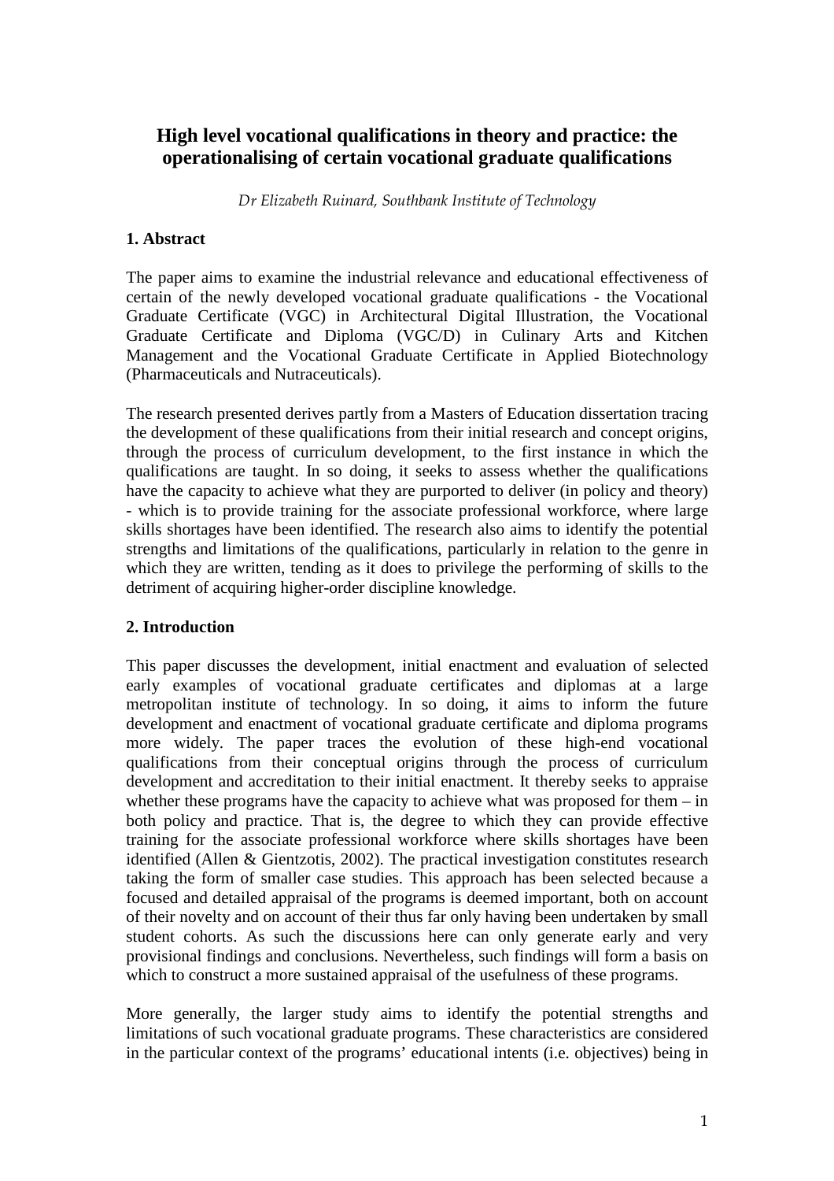# High level vocational qualifications in theory and practice: the operationalising of certain vocational graduate qualifications

*Dr Elizabeth Ruinard, Southbank Institute of Technology*

## 1. Abstract

The paper aims to examine the industrial relevance and educational effectiveness of certain of the newly developed vocational graduate qualifications - the Vocational Graduate Certificate (VGC) in Architectural Digital Illustration, the Vocational Graduate Certificate and Diploma (VGC/D) in Culinary Arts and Kitchen Management and the Vocational Graduate Certificate in Applied Biotechnology (Pharmaceuticals and Nutraceuticals).

The research presented derives partly from a Masters of Education dissertation tracing the development of these qualifications from their initial research and concept origins, through the process of curriculum development, to the first instance in which the qualifications are taught. In so doing, it seeks to assess whether the qualifications have the capacity to achieve what they are purported to deliver (in policy and theory) - which is to provide training for the associate professional workforce, where large skills shortages have been identified. The research also aims to identify the potential strengths and limitations of the qualifications, particularly in relation to the genre in which they are written, tending as it does to privilege the performing of skills to the detriment of acquiring higher-order discipline knowledge.

## 2. Introduction

This paper discusses the development, initial enactment and evaluation of selected early examples of vocational graduate certificates and diplomas at a large metropolitan institute of technology. In so doing, it aims to inform the future development and enactment of vocational graduate certificate and diploma programs more widely. The paper traces the evolution of these high-end vocational qualifications from their conceptual origins through the process of curriculum development and accreditation to their initial enactment. It thereby seeks to appraise whether these programs have the capacity to achieve what was proposed for them – in both policy and practice. That is, the degree to which they can provide effective training for the associate professional workforce where skills shortages have been identified (Allen & Gientzotis, 2002). The practical investigation constitutes research taking the form of smaller case studies. This approach has been selected because a focused and detailed appraisal of the programs is deemed important, both on account of their novelty and on account of their thus far only having been undertaken by small student cohorts. As such the discussions here can only generate early and very provisional findings and conclusions. Nevertheless, such findings will form a basis on which to construct a more sustained appraisal of the usefulness of these programs.

More generally, the larger study aims to identify the potential strengths and limitations of such vocational graduate programs. These characteristics are considered in the particular context of the programs' educational intents (i.e. objectives) being in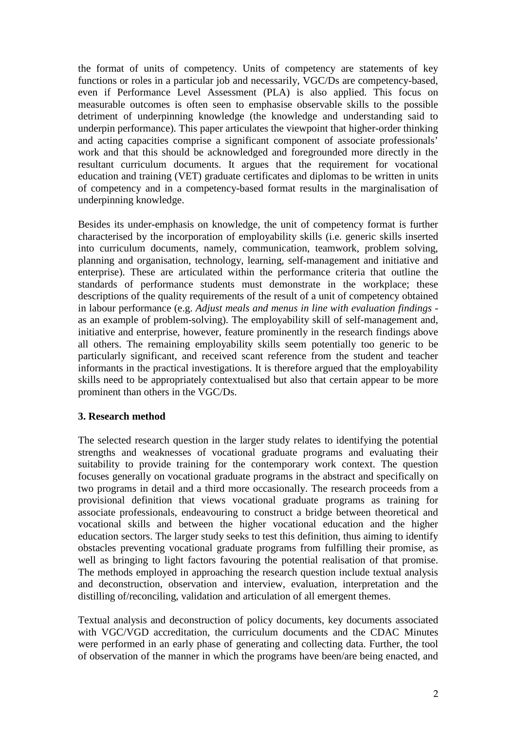the format of units of competency. Units of competency are statements of key functions or roles in a particular job and necessarily, VGC/Ds are competency-based, even if Performance Level Assessment (PLA) is also applied. This focus on measurable outcomes is often seen to emphasise observable skills to the possible detriment of underpinning knowledge (the knowledge and understanding said to underpin performance). This paper articulates the viewpoint that higher-order thinking and acting capacities comprise a significant component of associate professionals' work and that this should be acknowledged and foregrounded more directly in the resultant curriculum documents. It argues that the requirement for vocational education and training (VET) graduate certificates and diplomas to be written in units of competency and in a competency-based format results in the marginalisation of underpinning knowledge.

Besides its under-emphasis on knowledge, the unit of competency format is further characterised by the incorporation of employability skills (i.e. generic skills inserted into curriculum documents, namely, communication, teamwork, problem solving, planning and organisation, technology, learning, self-management and initiative and enterprise). These are articulated within the performance criteria that outline the standards of performance students must demonstrate in the workplace; these descriptions of the quality requirements of the result of a unit of competency obtained in labour performance (e.g. *Adjust meals and menus in line with evaluation findings* - as an example of problem-solving). The employability skill of self-management and, initiative and enterprise, however, feature prominently in the research findings above all others. The remaining employability skills seem potentially too generic to be particularly significant, and received scant reference from the student and teacher informants in the practical investigations. It is therefore argued that the employability skills need to be appropriately contextualised but also that certain appear to be more prominent than others in the VGC/Ds.

**3. Research method**

The selected research question in the larger study relates to identifying the potential strengths and weaknesses of vocational graduate programs and evaluating their suitability to provide training for the contemporary work context. The question focuses generally on vocational graduate programs in the abstract and specifically on two programs in detail and a third more occasionally. The research proceeds from a provisional definition that views vocational graduate programs as training for associate professionals, endeavouring to construct a bridge between theoretical and vocational skills and between the higher vocational education and the higher education sectors. The larger study seeks to test this definition, thus aiming to identify obstacles preventing vocational graduate programs from fulfilling their promise, as well as bringing to light factors favouring the potential realisation of that promise. The methods employed in approaching the research question include textual analysis and deconstruction, observation and interview, evaluation, interpretation and the distilling of/reconciling, validation and articulation of all emergent themes.

Textual analysis and deconstruction of policy documents, key documents associated with VGC/VGD accreditation, the curriculum documents and the CDAC Minutes were performed in an early phase of generating and collecting data. Further, the tool of observation of the manner in which the programs have been/are being enacted, and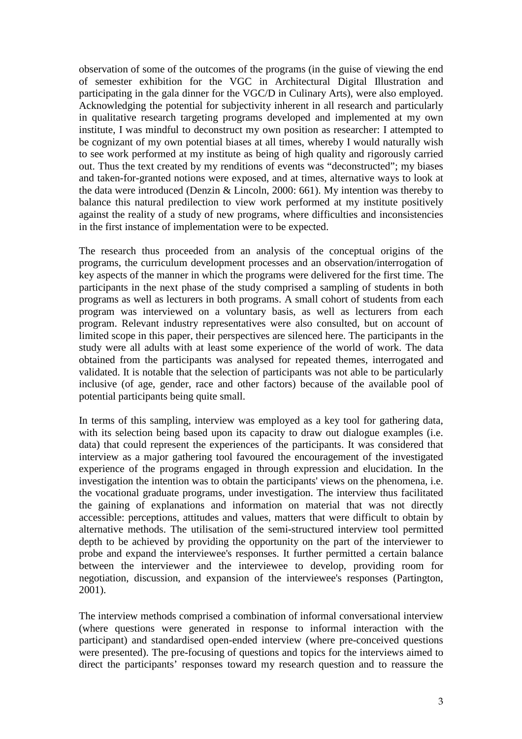observation of some of the outcomes of the programs (in the guise of viewing the end of semester exhibition for the VGC in Architectural Digital Illustration and participating in the gala dinner for the VGC/D in Culinary Arts), were also employed. Acknowledging the potential for subjectivity inherent in all research and particularly in qualitative research targeting programs developed and implemented at my own institute, I was mindful to deconstruct my own position as researcher: I attempted to be cognizant of my own potential biases at all times, whereby I would naturally wish to see work performed at my institute as being of high quality and rigorously carried out. Thus the text created by my renditions of events was "deconstructed"; my biases and taken-for-granted notions were exposed, and at times, alternative ways to look at the data were introduced (Denzin & Lincoln, 2000: 661). My intention was thereby to balance this natural predilection to view work performed at my institute positively against the reality of a study of new programs, where difficulties and inconsistencies in the first instance of implementation were to be expected.

The research thus proceeded from an analysis of the conceptual origins of the programs, the curriculum development processes and an observation/interrogation of key aspects of the manner in which the programs were delivered for the first time. The participants in the next phase of the study comprised a sampling of students in both programs as well as lecturers in both programs. A small cohort of students from each program was interviewed on a voluntary basis, as well as lecturers from each program. Relevant industry representatives were also consulted, but on account of limited scope in this paper, their perspectives are silenced here. The participants in the study were all adults with at least some experience of the world of work. The data obtained from the participants was analysed for repeated themes, interrogated and validated. It is notable that the selection of participants was not able to be particularly inclusive (of age, gender, race and other factors) because of the available pool of potential participants being quite small.

In terms of this sampling, interview was employed as a key tool for gathering data, with its selection being based upon its capacity to draw out dialogue examples (i.e. data) that could represent the experiences of the participants. It was considered that interview as a major gathering tool favoured the encouragement of the investigated experience of the programs engaged in through expression and elucidation. In the investigation the intention was to obtain the participants' views on the phenomena, i.e. the vocational graduate programs, under investigation. The interview thus facilitated the gaining of explanations and information on material that was not directly accessible: perceptions, attitudes and values, matters that were difficult to obtain by alternative methods. The utilisation of the semi-structured interview tool permitted depth to be achieved by providing the opportunity on the part of the interviewer to probe and expand the interviewee's responses. It further permitted a certain balance between the interviewer and the interviewee to develop, providing room for negotiation, discussion, and expansion of the interviewee's responses (Partington, 2001).

The interview methods comprised a combination of informal conversational interview (where questions were generated in response to informal interaction with the participant) and standardised open-ended interview (where pre-conceived questions were presented). The pre-focusing of questions and topics for the interviews aimed to direct the participants' responses toward my research question and to reassure the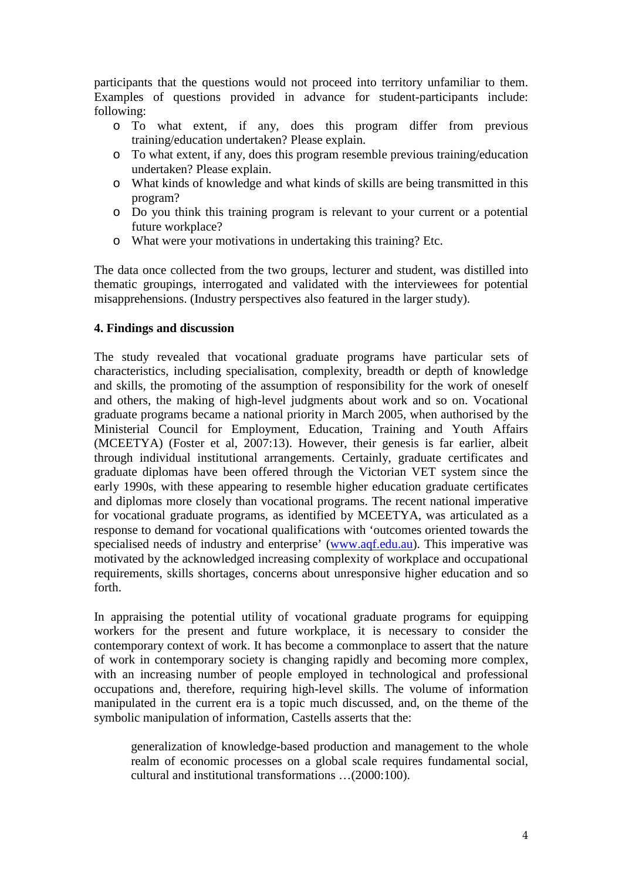participants that the questions would not proceed into territory unfamiliar to them. Examples of questions provided in advance for student-participants include: following:

- To what extent, if any, does this program differ from previous training/education undertaken? Please explain.
- To what extent, if any, does this program resemble previous training/education undertaken? Please explain.
- What kinds of knowledge and what kinds of skills are being transmitted in this program?
- Do you think this training program is relevant to your current or a potential future workplace?
- What were your motivations in undertaking this training? Etc.

The data once collected from the two groups, lecturer and student, was distilled into thematic groupings, interrogated and validated with the interviewees for potential misapprehensions. (Industry perspectives also featured in the larger study).

**4. Findings and discussion**

The study revealed that vocational graduate programs have particular sets of characteristics, including specialisation, complexity, breadth or depth of knowledge and skills, the promoting of the assumption of responsibility for the work of oneself and others, the making of high-level judgments about work and so on. Vocational graduate programs became a national priority in March 2005, when authorised by the Ministerial Council for Employment, Education, Training and Youth Affairs (MCEETYA) (Foster et al, 2007:13). However, their genesis is far earlier, albeit through individual institutional arrangements. Certainly, graduate certificates and graduate diplomas have been offered through the Victorian VET system since the early 1990s, with these appearing to resemble higher education graduate certificates and diplomas more closely than vocational programs. The recent national imperative for vocational graduate programs, as identified by MCEETYA, was articulated as a response to demand for vocational qualifications with 'outcomes oriented towards the specialised needs of industry and enterprise' (www.aqf.edu.au). This imperative was motivated by the acknowledged increasing complexity of workplace and occupational requirements, skills shortages, concerns about unresponsive higher education and so forth.

In appraising the potential utility of vocational graduate programs for equipping workers for the present and future workplace, it is necessary to consider the contemporary context of work. It has become a commonplace to assert that the nature of work in contemporary society is changing rapidly and becoming more complex, with an increasing number of people employed in technological and professional occupations and, therefore, requiring high-level skills. The volume of information manipulated in the current era is a topic much discussed, and, on the theme of the symbolic manipulation of information, Castells asserts that the:

> generalization of knowledge-based production and management to the whole realm of economic processes on a global scale requires fundamental social, cultural and institutional transformations …(2000:100).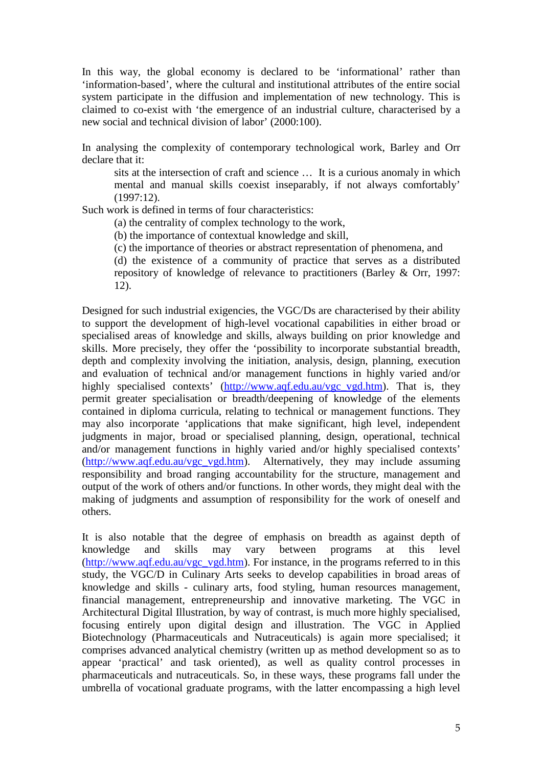In this way, the global economy is declared to be 'informational' rather than 'information-based', where the cultural and institutional attributes of the entire social system participate in the diffusion and implementation of new technology. This is claimed to co-exist with 'the emergence of an industrial culture, characterised by a new social and technical division of labor' (2000:100).

In analysing the complexity of contemporary technological work, Barley and Orr declare that it:

> sits at the intersection of craft and science … It is a curious anomaly in which mental and manual skills coexist inseparably, if not always comfortably' (1997:12).

Such work is defined in terms of four characteristics:

> (a) the centrality of complex technology to the work,
> (b) the importance of contextual knowledge and skill,
> (c) the importance of theories or abstract representation of phenomena, and
> (d) the existence of a community of practice that serves as a distributed repository of knowledge of relevance to practitioners (Barley & Orr, 1997: 12).

Designed for such industrial exigencies, the VGC/Ds are characterised by their ability to support the development of high-level vocational capabilities in either broad or specialised areas of knowledge and skills, always building on prior knowledge and skills. More precisely, they offer the 'possibility to incorporate substantial breadth, depth and complexity involving the initiation, analysis, design, planning, execution and evaluation of technical and/or management functions in highly varied and/or highly specialised contexts' (http://www.aqf.edu.au/vgc_vgd.htm). That is, they permit greater specialisation or breadth/deepening of knowledge of the elements contained in diploma curricula, relating to technical or management functions. They may also incorporate 'applications that make significant, high level, independent judgments in major, broad or specialised planning, design, operational, technical and/or management functions in highly varied and/or highly specialised contexts' (http://www.aqf.edu.au/vgc_vgd.htm). Alternatively, they may include assuming responsibility and broad ranging accountability for the structure, management and output of the work of others and/or functions. In other words, they might deal with the making of judgments and assumption of responsibility for the work of oneself and others.

It is also notable that the degree of emphasis on breadth as against depth of knowledge and skills may vary between programs at this level (http://www.aqf.edu.au/vgc_vgd.htm). For instance, in the programs referred to in this study, the VGC/D in Culinary Arts seeks to develop capabilities in broad areas of knowledge and skills - culinary arts, food styling, human resources management, financial management, entrepreneurship and innovative marketing. The VGC in Architectural Digital Illustration, by way of contrast, is much more highly specialised, focusing entirely upon digital design and illustration. The VGC in Applied Biotechnology (Pharmaceuticals and Nutraceuticals) is again more specialised; it comprises advanced analytical chemistry (written up as method development so as to appear 'practical' and task oriented), as well as quality control processes in pharmaceuticals and nutraceuticals. So, in these ways, these programs fall under the umbrella of vocational graduate programs, with the latter encompassing a high level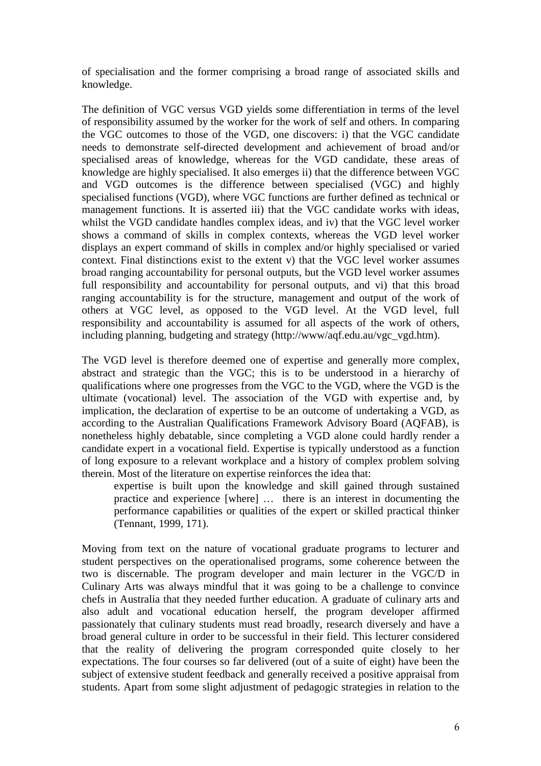of specialisation and the former comprising a broad range of associated skills and knowledge.

The definition of VGC versus VGD yields some differentiation in terms of the level of responsibility assumed by the worker for the work of self and others. In comparing the VGC outcomes to those of the VGD, one discovers: i) that the VGC candidate needs to demonstrate self-directed development and achievement of broad and/or specialised areas of knowledge, whereas for the VGD candidate, these areas of knowledge are highly specialised. It also emerges ii) that the difference between VGC and VGD outcomes is the difference between specialised (VGC) and highly specialised functions (VGD), where VGC functions are further defined as technical or management functions. It is asserted iii) that the VGC candidate works with ideas, whilst the VGD candidate handles complex ideas, and iv) that the VGC level worker shows a command of skills in complex contexts, whereas the VGD level worker displays an expert command of skills in complex and/or highly specialised or varied context. Final distinctions exist to the extent v) that the VGC level worker assumes broad ranging accountability for personal outputs, but the VGD level worker assumes full responsibility and accountability for personal outputs, and vi) that this broad ranging accountability is for the structure, management and output of the work of others at VGC level, as opposed to the VGD level. At the VGD level, full responsibility and accountability is assumed for all aspects of the work of others, including planning, budgeting and strategy (http://www/aqf.edu.au/vgc_vgd.htm).

The VGD level is therefore deemed one of expertise and generally more complex, abstract and strategic than the VGC; this is to be understood in a hierarchy of qualifications where one progresses from the VGC to the VGD, where the VGD is the ultimate (vocational) level. The association of the VGD with expertise and, by implication, the declaration of expertise to be an outcome of undertaking a VGD, as according to the Australian Qualifications Framework Advisory Board (AQFAB), is nonetheless highly debatable, since completing a VGD alone could hardly render a candidate expert in a vocational field. Expertise is typically understood as a function of long exposure to a relevant workplace and a history of complex problem solving therein. Most of the literature on expertise reinforces the idea that:

> expertise is built upon the knowledge and skill gained through sustained practice and experience [where] … there is an interest in documenting the performance capabilities or qualities of the expert or skilled practical thinker (Tennant, 1999, 171).

Moving from text on the nature of vocational graduate programs to lecturer and student perspectives on the operationalised programs, some coherence between the two is discernable. The program developer and main lecturer in the VGC/D in Culinary Arts was always mindful that it was going to be a challenge to convince chefs in Australia that they needed further education. A graduate of culinary arts and also adult and vocational education herself, the program developer affirmed passionately that culinary students must read broadly, research diversely and have a broad general culture in order to be successful in their field. This lecturer considered that the reality of delivering the program corresponded quite closely to her expectations. The four courses so far delivered (out of a suite of eight) have been the subject of extensive student feedback and generally received a positive appraisal from students. Apart from some slight adjustment of pedagogic strategies in relation to the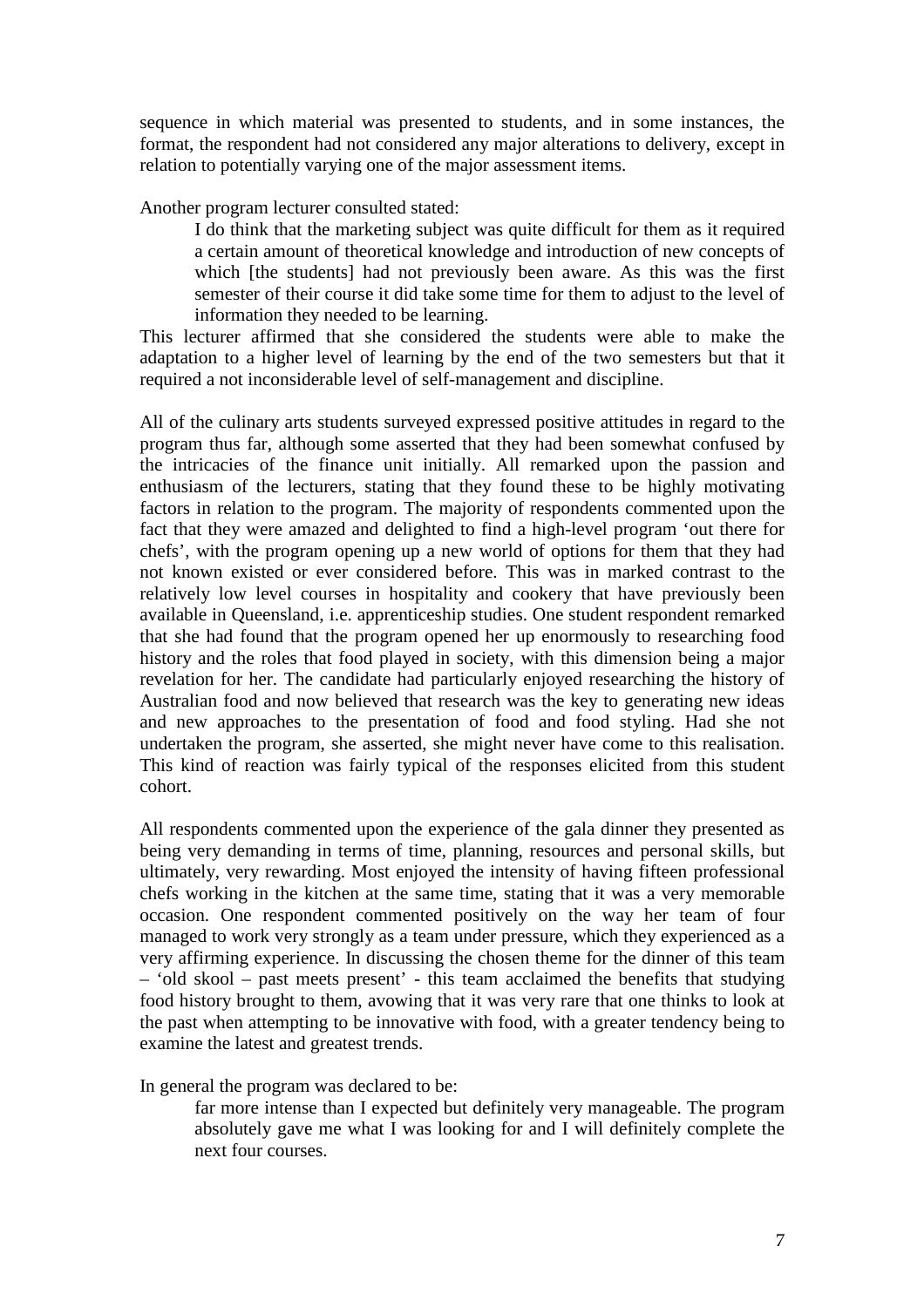sequence in which material was presented to students, and in some instances, the format, the respondent had not considered any major alterations to delivery, except in relation to potentially varying one of the major assessment items.

Another program lecturer consulted stated:

> I do think that the marketing subject was quite difficult for them as it required a certain amount of theoretical knowledge and introduction of new concepts of which [the students] had not previously been aware. As this was the first semester of their course it did take some time for them to adjust to the level of information they needed to be learning.

This lecturer affirmed that she considered the students were able to make the adaptation to a higher level of learning by the end of the two semesters but that it required a not inconsiderable level of self-management and discipline.

All of the culinary arts students surveyed expressed positive attitudes in regard to the program thus far, although some asserted that they had been somewhat confused by the intricacies of the finance unit initially. All remarked upon the passion and enthusiasm of the lecturers, stating that they found these to be highly motivating factors in relation to the program. The majority of respondents commented upon the fact that they were amazed and delighted to find a high-level program 'out there for chefs', with the program opening up a new world of options for them that they had not known existed or ever considered before. This was in marked contrast to the relatively low level courses in hospitality and cookery that have previously been available in Queensland, i.e. apprenticeship studies. One student respondent remarked that she had found that the program opened her up enormously to researching food history and the roles that food played in society, with this dimension being a major revelation for her. The candidate had particularly enjoyed researching the history of Australian food and now believed that research was the key to generating new ideas and new approaches to the presentation of food and food styling. Had she not undertaken the program, she asserted, she might never have come to this realisation. This kind of reaction was fairly typical of the responses elicited from this student cohort.

All respondents commented upon the experience of the gala dinner they presented as being very demanding in terms of time, planning, resources and personal skills, but ultimately, very rewarding. Most enjoyed the intensity of having fifteen professional chefs working in the kitchen at the same time, stating that it was a very memorable occasion. One respondent commented positively on the way her team of four managed to work very strongly as a team under pressure, which they experienced as a very affirming experience. In discussing the chosen theme for the dinner of this team – 'old skool – past meets present' - this team acclaimed the benefits that studying food history brought to them, avowing that it was very rare that one thinks to look at the past when attempting to be innovative with food, with a greater tendency being to examine the latest and greatest trends.

In general the program was declared to be:

> far more intense than I expected but definitely very manageable. The program absolutely gave me what I was looking for and I will definitely complete the next four courses.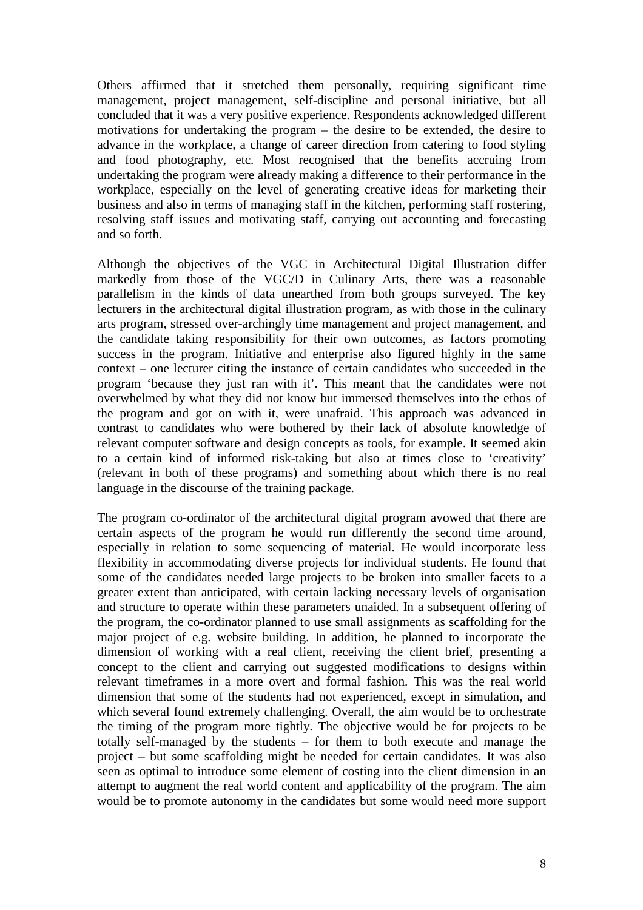Others affirmed that it stretched them personally, requiring significant time management, project management, self-discipline and personal initiative, but all concluded that it was a very positive experience. Respondents acknowledged different motivations for undertaking the program – the desire to be extended, the desire to advance in the workplace, a change of career direction from catering to food styling and food photography, etc. Most recognised that the benefits accruing from undertaking the program were already making a difference to their performance in the workplace, especially on the level of generating creative ideas for marketing their business and also in terms of managing staff in the kitchen, performing staff rostering, resolving staff issues and motivating staff, carrying out accounting and forecasting and so forth.

Although the objectives of the VGC in Architectural Digital Illustration differ markedly from those of the VGC/D in Culinary Arts, there was a reasonable parallelism in the kinds of data unearthed from both groups surveyed. The key lecturers in the architectural digital illustration program, as with those in the culinary arts program, stressed over-archingly time management and project management, and the candidate taking responsibility for their own outcomes, as factors promoting success in the program. Initiative and enterprise also figured highly in the same context – one lecturer citing the instance of certain candidates who succeeded in the program 'because they just ran with it'. This meant that the candidates were not overwhelmed by what they did not know but immersed themselves into the ethos of the program and got on with it, were unafraid. This approach was advanced in contrast to candidates who were bothered by their lack of absolute knowledge of relevant computer software and design concepts as tools, for example. It seemed akin to a certain kind of informed risk-taking but also at times close to 'creativity' (relevant in both of these programs) and something about which there is no real language in the discourse of the training package.

The program co-ordinator of the architectural digital program avowed that there are certain aspects of the program he would run differently the second time around, especially in relation to some sequencing of material. He would incorporate less flexibility in accommodating diverse projects for individual students. He found that some of the candidates needed large projects to be broken into smaller facets to a greater extent than anticipated, with certain lacking necessary levels of organisation and structure to operate within these parameters unaided. In a subsequent offering of the program, the co-ordinator planned to use small assignments as scaffolding for the major project of e.g. website building. In addition, he planned to incorporate the dimension of working with a real client, receiving the client brief, presenting a concept to the client and carrying out suggested modifications to designs within relevant timeframes in a more overt and formal fashion. This was the real world dimension that some of the students had not experienced, except in simulation, and which several found extremely challenging. Overall, the aim would be to orchestrate the timing of the program more tightly. The objective would be for projects to be totally self-managed by the students – for them to both execute and manage the project – but some scaffolding might be needed for certain candidates. It was also seen as optimal to introduce some element of costing into the client dimension in an attempt to augment the real world content and applicability of the program. The aim would be to promote autonomy in the candidates but some would need more support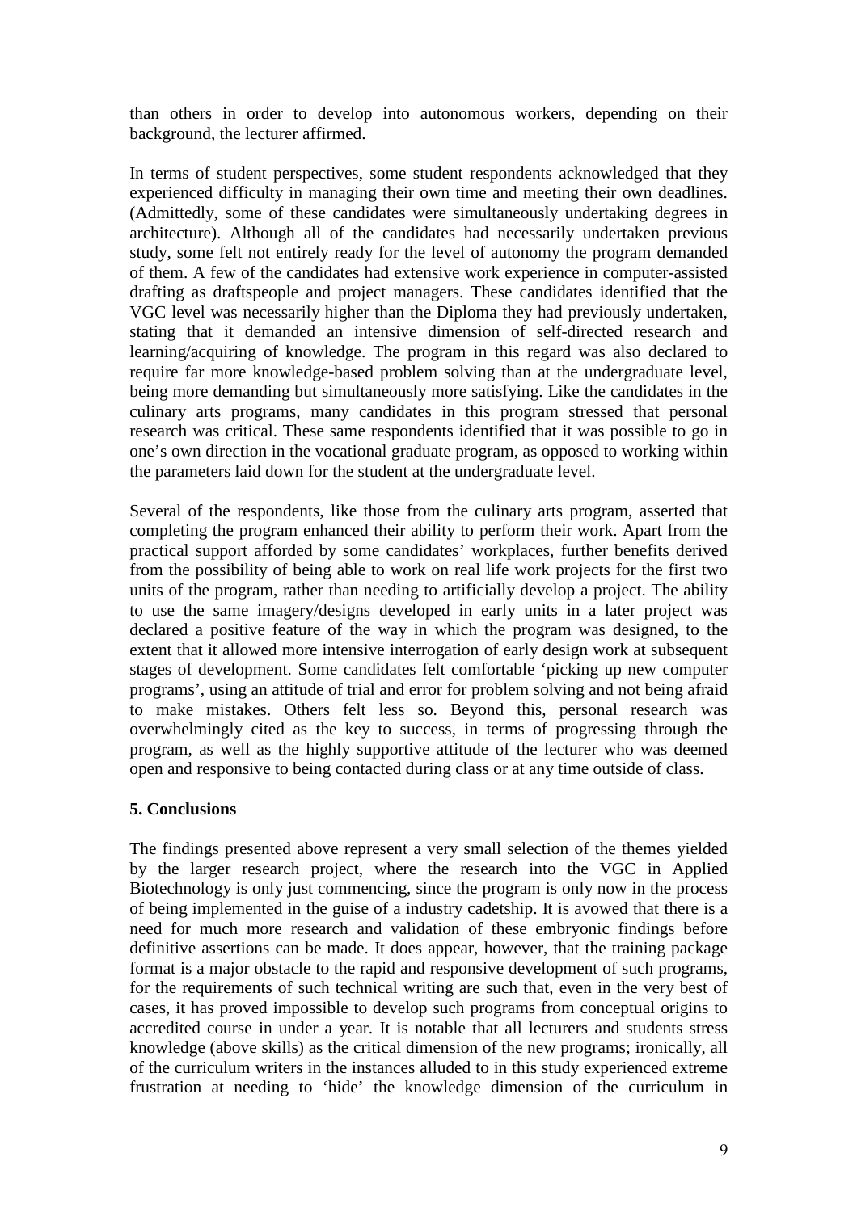than others in order to develop into autonomous workers, depending on their background, the lecturer affirmed.

In terms of student perspectives, some student respondents acknowledged that they experienced difficulty in managing their own time and meeting their own deadlines. (Admittedly, some of these candidates were simultaneously undertaking degrees in architecture). Although all of the candidates had necessarily undertaken previous study, some felt not entirely ready for the level of autonomy the program demanded of them. A few of the candidates had extensive work experience in computer-assisted drafting as draftspeople and project managers. These candidates identified that the VGC level was necessarily higher than the Diploma they had previously undertaken, stating that it demanded an intensive dimension of self-directed research and learning/acquiring of knowledge. The program in this regard was also declared to require far more knowledge-based problem solving than at the undergraduate level, being more demanding but simultaneously more satisfying. Like the candidates in the culinary arts programs, many candidates in this program stressed that personal research was critical. These same respondents identified that it was possible to go in one's own direction in the vocational graduate program, as opposed to working within the parameters laid down for the student at the undergraduate level.

Several of the respondents, like those from the culinary arts program, asserted that completing the program enhanced their ability to perform their work. Apart from the practical support afforded by some candidates' workplaces, further benefits derived from the possibility of being able to work on real life work projects for the first two units of the program, rather than needing to artificially develop a project. The ability to use the same imagery/designs developed in early units in a later project was declared a positive feature of the way in which the program was designed, to the extent that it allowed more intensive interrogation of early design work at subsequent stages of development. Some candidates felt comfortable 'picking up new computer programs', using an attitude of trial and error for problem solving and not being afraid to make mistakes. Others felt less so. Beyond this, personal research was overwhelmingly cited as the key to success, in terms of progressing through the program, as well as the highly supportive attitude of the lecturer who was deemed open and responsive to being contacted during class or at any time outside of class.

## 5. Conclusions

The findings presented above represent a very small selection of the themes yielded by the larger research project, where the research into the VGC in Applied Biotechnology is only just commencing, since the program is only now in the process of being implemented in the guise of a industry cadetship. It is avowed that there is a need for much more research and validation of these embryonic findings before definitive assertions can be made. It does appear, however, that the training package format is a major obstacle to the rapid and responsive development of such programs, for the requirements of such technical writing are such that, even in the very best of cases, it has proved impossible to develop such programs from conceptual origins to accredited course in under a year. It is notable that all lecturers and students stress knowledge (above skills) as the critical dimension of the new programs; ironically, all of the curriculum writers in the instances alluded to in this study experienced extreme frustration at needing to 'hide' the knowledge dimension of the curriculum in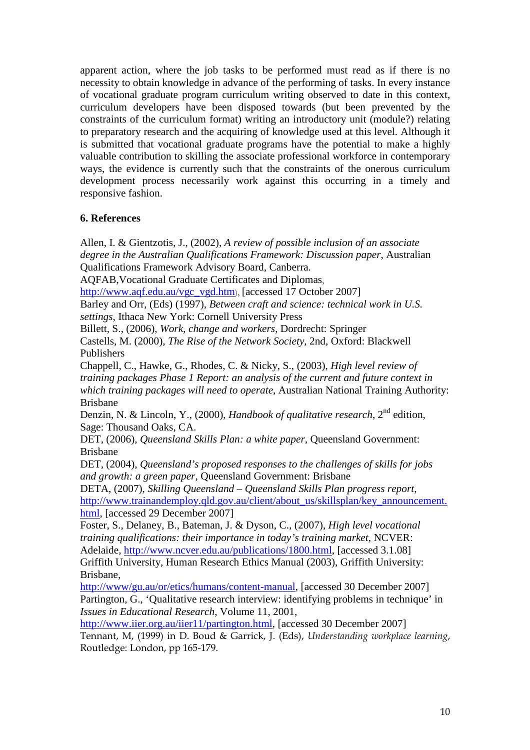apparent action, where the job tasks to be performed must read as if there is no necessity to obtain knowledge in advance of the performing of tasks. In every instance of vocational graduate program curriculum writing observed to date in this context, curriculum developers have been disposed towards (but been prevented by the constraints of the curriculum format) writing an introductory unit (module?) relating to preparatory research and the acquiring of knowledge used at this level. Although it is submitted that vocational graduate programs have the potential to make a highly valuable contribution to skilling the associate professional workforce in contemporary ways, the evidence is currently such that the constraints of the onerous curriculum development process necessarily work against this occurring in a timely and responsive fashion.

### 6. References

Allen, I. & Gientzotis, J., (2002), *A review of possible inclusion of an associate degree in the Australian Qualifications Framework: Discussion paper*, Australian Qualifications Framework Advisory Board, Canberra.

AQFAB,Vocational Graduate Certificates and Diplomas, http://www.aqf.edu.au/vgc_vgd.htm), [accessed 17 October 2007]

Barley and Orr, (Eds) (1997), *Between craft and science: technical work in U.S. settings*, Ithaca New York: Cornell University Press

Billett, S., (2006), *Work, change and workers*, Dordrecht: Springer

Castells, M. (2000), *The Rise of the Network Society*, 2nd, Oxford: Blackwell Publishers

Chappell, C., Hawke, G., Rhodes, C. & Nicky, S., (2003), *High level review of training packages Phase 1 Report: an analysis of the current and future context in which training packages will need to operate*, Australian National Training Authority: Brisbane

Denzin, N. & Lincoln, Y., (2000), *Handbook of qualitative research*, 2nd edition, Sage: Thousand Oaks, CA.

DET, (2006), *Queensland Skills Plan: a white paper*, Queensland Government: Brisbane

DET, (2004), *Queensland's proposed responses to the challenges of skills for jobs and growth: a green paper*, Queensland Government: Brisbane

DETA, (2007), *Skilling Queensland – Queensland Skills Plan progress report*, http://www.trainandemploy.qld.gov.au/client/about_us/skillsplan/key_announcement.html, [accessed 29 December 2007]

Foster, S., Delaney, B., Bateman, J. & Dyson, C., (2007), *High level vocational training qualifications: their importance in today's training market*, NCVER: Adelaide, http://www.ncver.edu.au/publications/1800.html, [accessed 3.1.08]

Griffith University, Human Research Ethics Manual (2003), Griffith University: Brisbane, http://www/gu.au/or/etics/humans/content-manual, [accessed 30 December 2007]

Partington, G., 'Qualitative research interview: identifying problems in technique' in *Issues in Educational Research*, Volume 11, 2001, http://www.iier.org.au/iier11/partington.html, [accessed 30 December 2007]

Tennant, M, (1999) in D. Boud & Garrick, J. (Eds), *Understanding workplace learning*, Routledge: London, pp 165-179.